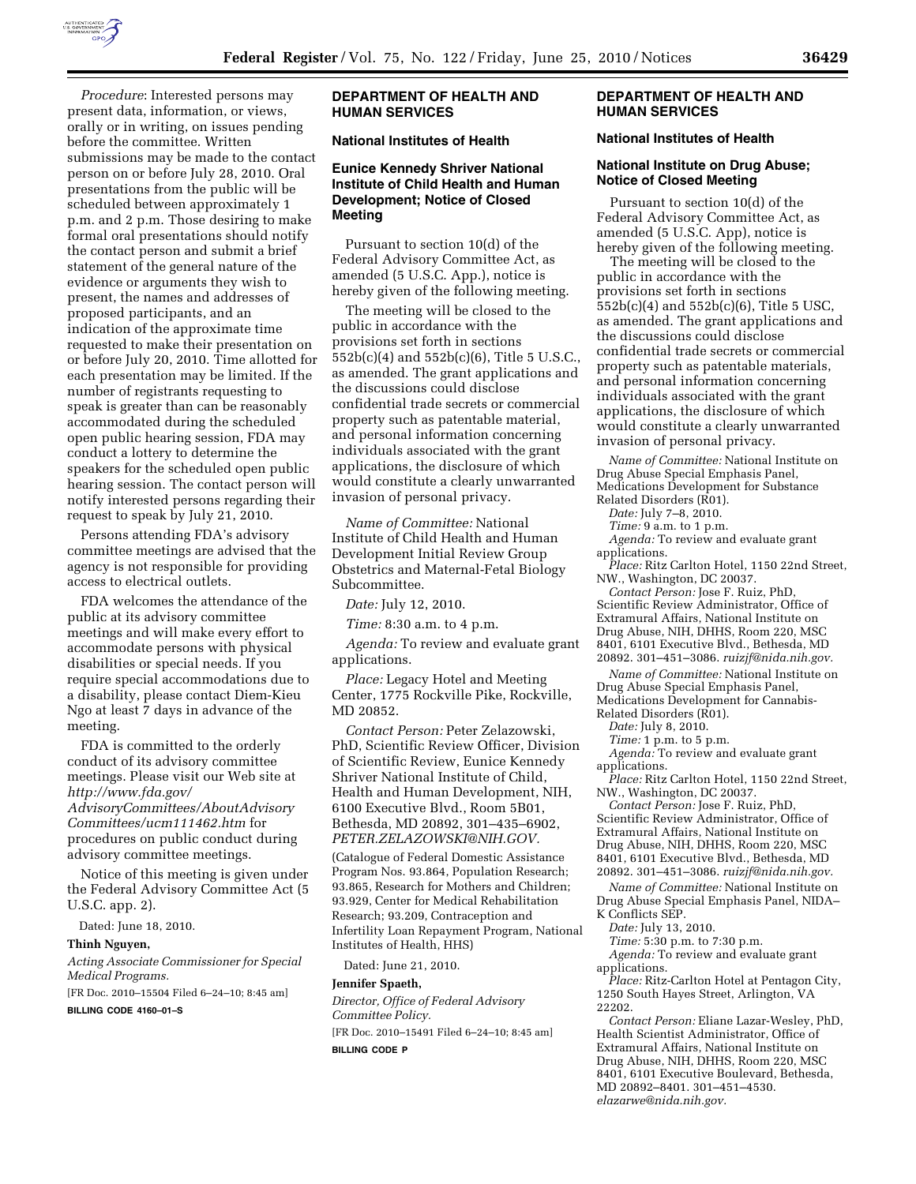*Procedure*: Interested persons may present data, information, or views, orally or in writing, on issues pending before the committee. Written submissions may be made to the contact person on or before July 28, 2010. Oral presentations from the public will be scheduled between approximately 1 p.m. and 2 p.m. Those desiring to make formal oral presentations should notify the contact person and submit a brief statement of the general nature of the evidence or arguments they wish to present, the names and addresses of proposed participants, and an indication of the approximate time requested to make their presentation on or before July 20, 2010. Time allotted for each presentation may be limited. If the number of registrants requesting to speak is greater than can be reasonably accommodated during the scheduled open public hearing session, FDA may conduct a lottery to determine the speakers for the scheduled open public hearing session. The contact person will notify interested persons regarding their request to speak by July 21, 2010.

Persons attending FDA's advisory committee meetings are advised that the agency is not responsible for providing access to electrical outlets.

FDA welcomes the attendance of the public at its advisory committee meetings and will make every effort to accommodate persons with physical disabilities or special needs. If you require special accommodations due to a disability, please contact Diem-Kieu Ngo at least 7 days in advance of the meeting.

FDA is committed to the orderly conduct of its advisory committee meetings. Please visit our Web site at *http://www.fda.gov/AdvisoryCommittees/AboutAdvisoryCommittees/ucm111462.htm* for procedures on public conduct during advisory committee meetings.

Notice of this meeting is given under the Federal Advisory Committee Act (5 U.S.C. app. 2).

Dated: June 18, 2010.

**Thinh Nguyen,**

*Acting Associate Commissioner for Special Medical Programs.*

[FR Doc. 2010–15504 Filed 6–24–10; 8:45 am]

**BILLING CODE 4160–01–S**

## DEPARTMENT OF HEALTH AND HUMAN SERVICES

### National Institutes of Health

### Eunice Kennedy Shriver National Institute of Child Health and Human Development; Notice of Closed Meeting

Pursuant to section 10(d) of the Federal Advisory Committee Act, as amended (5 U.S.C. App.), notice is hereby given of the following meeting.

The meeting will be closed to the public in accordance with the provisions set forth in sections 552b(c)(4) and 552b(c)(6), Title 5 U.S.C., as amended. The grant applications and the discussions could disclose confidential trade secrets or commercial property such as patentable material, and personal information concerning individuals associated with the grant applications, the disclosure of which would constitute a clearly unwarranted invasion of personal privacy.

*Name of Committee:* National Institute of Child Health and Human Development Initial Review Group Obstetrics and Maternal-Fetal Biology Subcommittee.

*Date:* July 12, 2010.

*Time:* 8:30 a.m. to 4 p.m.

*Agenda:* To review and evaluate grant applications.

*Place:* Legacy Hotel and Meeting Center, 1775 Rockville Pike, Rockville, MD 20852.

*Contact Person:* Peter Zelazowski, PhD, Scientific Review Officer, Division of Scientific Review, Eunice Kennedy Shriver National Institute of Child, Health and Human Development, NIH, 6100 Executive Blvd., Room 5B01, Bethesda, MD 20892, 301–435–6902, *PETER.ZELAZOWSKI@NIH.GOV.*

(Catalogue of Federal Domestic Assistance Program Nos. 93.864, Population Research; 93.865, Research for Mothers and Children; 93.929, Center for Medical Rehabilitation Research; 93.209, Contraception and Infertility Loan Repayment Program, National Institutes of Health, HHS)

Dated: June 21, 2010.

**Jennifer Spaeth,**

*Director, Office of Federal Advisory Committee Policy.*

[FR Doc. 2010–15491 Filed 6–24–10; 8:45 am]

**BILLING CODE P**

## DEPARTMENT OF HEALTH AND HUMAN SERVICES

### National Institutes of Health

### National Institute on Drug Abuse; Notice of Closed Meeting

Pursuant to section 10(d) of the Federal Advisory Committee Act, as amended (5 U.S.C App), notice is hereby given of the following meeting.

The meeting will be closed to the public in accordance with the provisions set forth in sections 552b(c)(4) and 552b(c)(6), Title 5 USC, as amended. The grant applications and the discussions could disclose confidential trade secrets or commercial property such as patentable materials, and personal information concerning individuals associated with the grant applications, the disclosure of which would constitute a clearly unwarranted invasion of personal privacy.

*Name of Committee:* National Institute on Drug Abuse Special Emphasis Panel, Medications Development for Substance Related Disorders (R01).

*Date:* July 7–8, 2010.

*Time:* 9 a.m. to 1 p.m.

*Agenda:* To review and evaluate grant applications.

*Place:* Ritz Carlton Hotel, 1150 22nd Street, NW., Washington, DC 20037.

*Contact Person:* Jose F. Ruiz, PhD, Scientific Review Administrator, Office of Extramural Affairs, National Institute on Drug Abuse, NIH, DHHS, Room 220, MSC 8401, 6101 Executive Blvd., Bethesda, MD 20892. 301–451–3086. *ruizjf@nida.nih.gov.*

*Name of Committee:* National Institute on Drug Abuse Special Emphasis Panel, Medications Development for Cannabis-Related Disorders (R01).

*Date:* July 8, 2010.

*Time:* 1 p.m. to 5 p.m.

*Agenda:* To review and evaluate grant applications.

*Place:* Ritz Carlton Hotel, 1150 22nd Street, NW., Washington, DC 20037.

*Contact Person:* Jose F. Ruiz, PhD, Scientific Review Administrator, Office of Extramural Affairs, National Institute on Drug Abuse, NIH, DHHS, Room 220, MSC 8401, 6101 Executive Blvd., Bethesda, MD 20892. 301–451–3086. *ruizjf@nida.nih.gov.*

*Name of Committee:* National Institute on Drug Abuse Special Emphasis Panel, NIDA–K Conflicts SEP.

*Date:* July 13, 2010.

*Time:* 5:30 p.m. to 7:30 p.m.

*Agenda:* To review and evaluate grant applications.

*Place:* Ritz-Carlton Hotel at Pentagon City, 1250 South Hayes Street, Arlington, VA 22202.

*Contact Person:* Eliane Lazar-Wesley, PhD, Health Scientist Administrator, Office of Extramural Affairs, National Institute on Drug Abuse, NIH, DHHS, Room 220, MSC 8401, 6101 Executive Boulevard, Bethesda, MD 20892–8401. 301–451–4530. *elazarwe@nida.nih.gov.*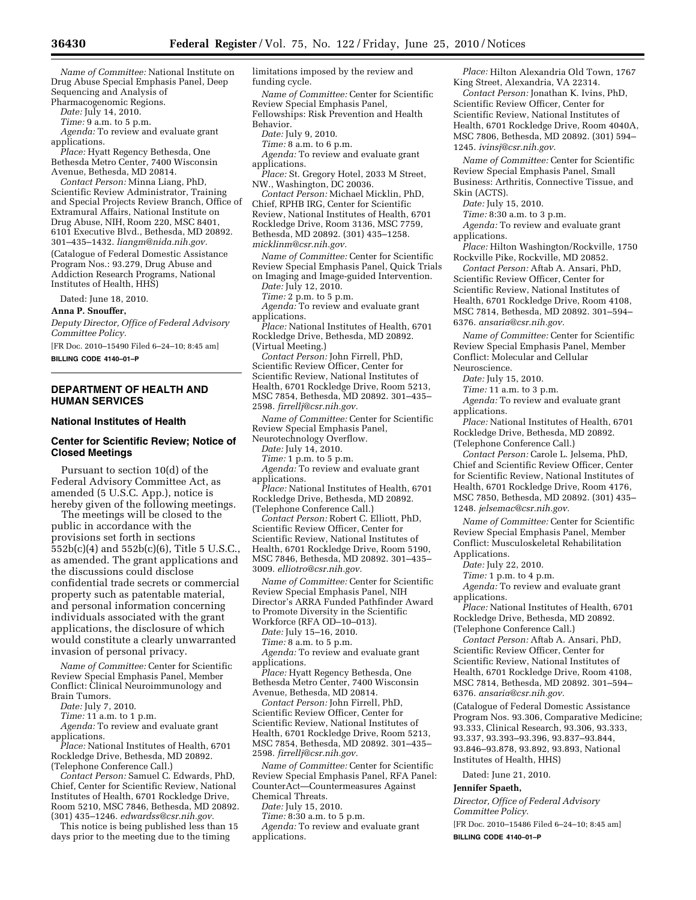*Name of Committee:* National Institute on Drug Abuse Special Emphasis Panel, Deep Sequencing and Analysis of Pharmacogenomic Regions.

*Date:* July 14, 2010.

*Time:* 9 a.m. to 5 p.m.

*Agenda:* To review and evaluate grant applications.

*Place:* Hyatt Regency Bethesda, One Bethesda Metro Center, 7400 Wisconsin Avenue, Bethesda, MD 20814.

*Contact Person:* Minna Liang, PhD, Scientific Review Administrator, Training and Special Projects Review Branch, Office of Extramural Affairs, National Institute on Drug Abuse, NIH, Room 220, MSC 8401, 6101 Executive Blvd., Bethesda, MD 20892. 301–435–1432. *liangm@nida.nih.gov.*

(Catalogue of Federal Domestic Assistance Program Nos.: 93.279, Drug Abuse and Addiction Research Programs, National Institutes of Health, HHS)

Dated: June 18, 2010.

**Anna P. Snouffer,**

*Deputy Director, Office of Federal Advisory Committee Policy.*

[FR Doc. 2010–15490 Filed 6–24–10; 8:45 am]

**BILLING CODE 4140–01–P**

---

## DEPARTMENT OF HEALTH AND HUMAN SERVICES

### National Institutes of Health

### Center for Scientific Review; Notice of Closed Meetings

Pursuant to section 10(d) of the Federal Advisory Committee Act, as amended (5 U.S.C. App.), notice is hereby given of the following meetings.

The meetings will be closed to the public in accordance with the provisions set forth in sections 552b(c)(4) and 552b(c)(6), Title 5 U.S.C., as amended. The grant applications and the discussions could disclose confidential trade secrets or commercial property such as patentable material, and personal information concerning individuals associated with the grant applications, the disclosure of which would constitute a clearly unwarranted invasion of personal privacy.

*Name of Committee:* Center for Scientific Review Special Emphasis Panel, Member Conflict: Clinical Neuroimmunology and Brain Tumors.

*Date:* July 7, 2010.

*Time:* 11 a.m. to 1 p.m.

*Agenda:* To review and evaluate grant applications.

*Place:* National Institutes of Health, 6701 Rockledge Drive, Bethesda, MD 20892. (Telephone Conference Call.)

*Contact Person:* Samuel C. Edwards, PhD, Chief, Center for Scientific Review, National Institutes of Health, 6701 Rockledge Drive, Room 5210, MSC 7846, Bethesda, MD 20892. (301) 435–1246. *edwardss@csr.nih.gov.*

This notice is being published less than 15 days prior to the meeting due to the timing limitations imposed by the review and funding cycle.

*Name of Committee:* Center for Scientific Review Special Emphasis Panel, Fellowships: Risk Prevention and Health Behavior.

*Date:* July 9, 2010.

*Time:* 8 a.m. to 6 p.m.

*Agenda:* To review and evaluate grant applications.

*Place:* St. Gregory Hotel, 2033 M Street, NW., Washington, DC 20036.

*Contact Person:* Michael Micklin, PhD, Chief, RPHB IRG, Center for Scientific Review, National Institutes of Health, 6701 Rockledge Drive, Room 3136, MSC 7759, Bethesda, MD 20892. (301) 435–1258. *micklinm@csr.nih.gov.*

*Name of Committee:* Center for Scientific Review Special Emphasis Panel, Quick Trials on Imaging and Image-guided Intervention.

*Date:* July 12, 2010.

*Time:* 2 p.m. to 5 p.m.

*Agenda:* To review and evaluate grant applications.

*Place:* National Institutes of Health, 6701 Rockledge Drive, Bethesda, MD 20892. (Virtual Meeting.)

*Contact Person:* John Firrell, PhD, Scientific Review Officer, Center for Scientific Review, National Institutes of Health, 6701 Rockledge Drive, Room 5213, MSC 7854, Bethesda, MD 20892. 301–435–2598. *firrellj@csr.nih.gov.*

*Name of Committee:* Center for Scientific Review Special Emphasis Panel, Neurotechnology Overflow.

*Date:* July 14, 2010.

*Time:* 1 p.m. to 5 p.m.

*Agenda:* To review and evaluate grant applications.

*Place:* National Institutes of Health, 6701 Rockledge Drive, Bethesda, MD 20892. (Telephone Conference Call.)

*Contact Person:* Robert C. Elliott, PhD, Scientific Review Officer, Center for Scientific Review, National Institutes of Health, 6701 Rockledge Drive, Room 5190, MSC 7846, Bethesda, MD 20892. 301–435–3009. *elliotro@csr.nih.gov.*

*Name of Committee:* Center for Scientific Review Special Emphasis Panel, NIH Director's ARRA Funded Pathfinder Award to Promote Diversity in the Scientific Workforce (RFA OD–10–013).

*Date:* July 15–16, 2010.

*Time:* 8 a.m. to 5 p.m.

*Agenda:* To review and evaluate grant applications.

*Place:* Hyatt Regency Bethesda, One Bethesda Metro Center, 7400 Wisconsin Avenue, Bethesda, MD 20814.

*Contact Person:* John Firrell, PhD, Scientific Review Officer, Center for Scientific Review, National Institutes of Health, 6701 Rockledge Drive, Room 5213, MSC 7854, Bethesda, MD 20892. 301–435–2598. *firrellj@csr.nih.gov.*

*Name of Committee:* Center for Scientific Review Special Emphasis Panel, RFA Panel: CounterAct—Countermeasures Against Chemical Threats.

*Date:* July 15, 2010.

*Time:* 8:30 a.m. to 5 p.m.

*Agenda:* To review and evaluate grant applications.

*Place:* Hilton Alexandria Old Town, 1767 King Street, Alexandria, VA 22314.

*Contact Person:* Jonathan K. Ivins, PhD, Scientific Review Officer, Center for Scientific Review, National Institutes of Health, 6701 Rockledge Drive, Room 4040A, MSC 7806, Bethesda, MD 20892. (301) 594–1245. *ivinsj@csr.nih.gov.*

*Name of Committee:* Center for Scientific Review Special Emphasis Panel, Small Business: Arthritis, Connective Tissue, and Skin (ACTS).

*Date:* July 15, 2010.

*Time:* 8:30 a.m. to 3 p.m.

*Agenda:* To review and evaluate grant applications.

*Place:* Hilton Washington/Rockville, 1750 Rockville Pike, Rockville, MD 20852.

*Contact Person:* Aftab A. Ansari, PhD, Scientific Review Officer, Center for Scientific Review, National Institutes of Health, 6701 Rockledge Drive, Room 4108, MSC 7814, Bethesda, MD 20892. 301–594–6376. *ansaria@csr.nih.gov.*

*Name of Committee:* Center for Scientific Review Special Emphasis Panel, Member Conflict: Molecular and Cellular Neuroscience.

*Date:* July 15, 2010.

*Time:* 11 a.m. to 3 p.m.

*Agenda:* To review and evaluate grant applications.

*Place:* National Institutes of Health, 6701 Rockledge Drive, Bethesda, MD 20892. (Telephone Conference Call.)

*Contact Person:* Carole L. Jelsema, PhD, Chief and Scientific Review Officer, Center for Scientific Review, National Institutes of Health, 6701 Rockledge Drive, Room 4176, MSC 7850, Bethesda, MD 20892. (301) 435–1248. *jelsemac@csr.nih.gov.*

*Name of Committee:* Center for Scientific Review Special Emphasis Panel, Member Conflict: Musculoskeletal Rehabilitation Applications.

*Date:* July 22, 2010.

*Time:* 1 p.m. to 4 p.m.

*Agenda:* To review and evaluate grant applications.

*Place:* National Institutes of Health, 6701 Rockledge Drive, Bethesda, MD 20892. (Telephone Conference Call.)

*Contact Person:* Aftab A. Ansari, PhD, Scientific Review Officer, Center for Scientific Review, National Institutes of Health, 6701 Rockledge Drive, Room 4108, MSC 7814, Bethesda, MD 20892. 301–594–6376. *ansaria@csr.nih.gov.*

(Catalogue of Federal Domestic Assistance Program Nos. 93.306, Comparative Medicine; 93.333, Clinical Research, 93.306, 93.333, 93.337, 93.393–93.396, 93.837–93.844, 93.846–93.878, 93.892, 93.893, National Institutes of Health, HHS)

Dated: June 21, 2010.

**Jennifer Spaeth,**

*Director, Office of Federal Advisory Committee Policy.*

[FR Doc. 2010–15486 Filed 6–24–10; 8:45 am]

**BILLING CODE 4140–01–P**